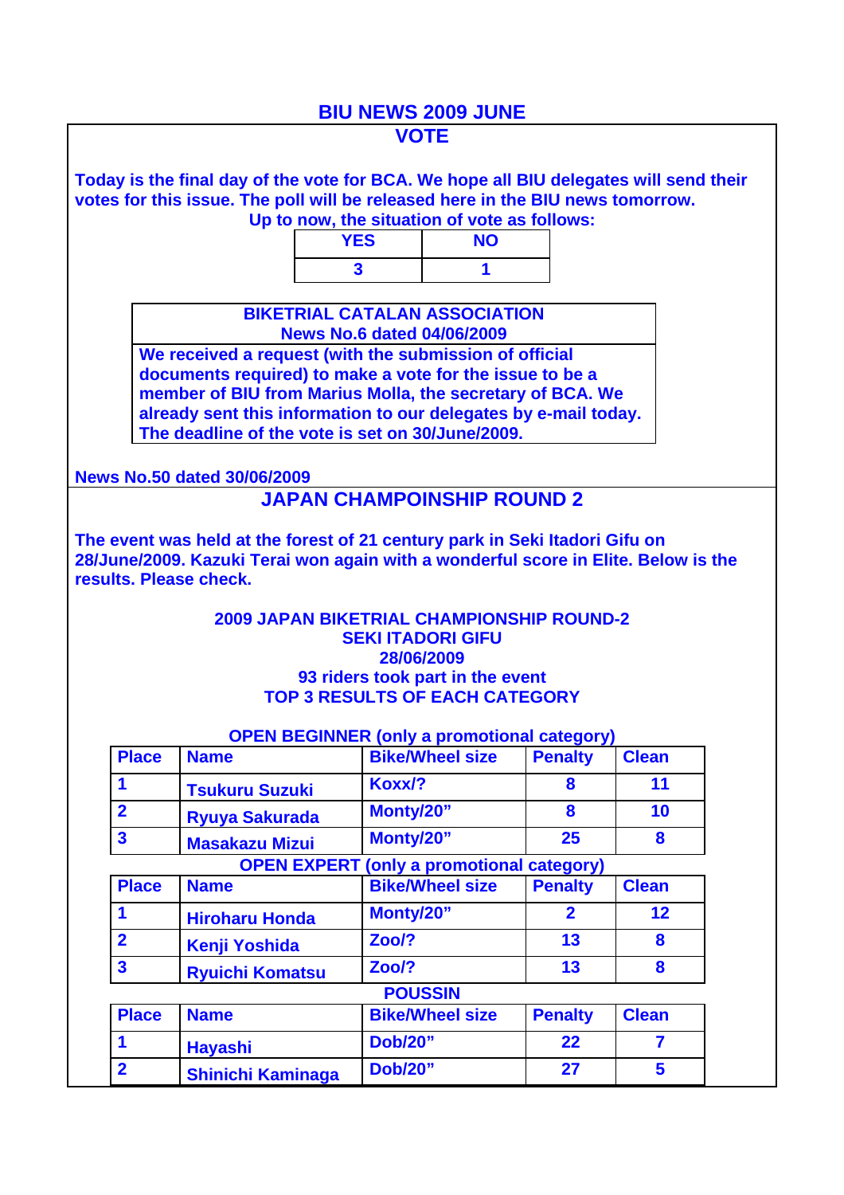# BIU NEWS 2009 JUNE

## VOTE

**Today is the final day of the vote for BCA. We hope all BIU delegates will send their votes for this issue. The poll will be released here in the BIU news tomorrow.**

**Up to now, the situation of vote as follows:**

| YES | NO |
|---|---|
| 3 | 1 |

**BIKETRIAL CATALAN ASSOCIATION**
**News No.6 dated 04/06/2009**

**We received a request (with the submission of official documents required) to make a vote for the issue to be a member of BIU from Marius Molla, the secretary of BCA. We already sent this information to our delegates by e-mail today. The deadline of the vote is set on 30/June/2009.**

**News No.50 dated 30/06/2009**

## JAPAN CHAMPOINSHIP ROUND 2

**The event was held at the forest of 21 century park in Seki Itadori Gifu on 28/June/2009. Kazuki Terai won again with a wonderful score in Elite. Below is the results. Please check.**

**2009 JAPAN BIKETRIAL CHAMPIONSHIP ROUND-2**
**SEKI ITADORI GIFU**
**28/06/2009**
**93 riders took part in the event**
**TOP 3 RESULTS OF EACH CATEGORY**

**OPEN BEGINNER (only a promotional category)**

| Place | Name | Bike/Wheel size | Penalty | Clean |
|---|---|---|---|---|
| 1 | Tsukuru Suzuki | Koxx/? | 8 | 11 |
| 2 | Ryuya Sakurada | Monty/20" | 8 | 10 |
| 3 | Masakazu Mizui | Monty/20" | 25 | 8 |

**OPEN EXPERT (only a promotional category)**

| Place | Name | Bike/Wheel size | Penalty | Clean |
|---|---|---|---|---|
| 1 | Hiroharu Honda | Monty/20" | 2 | 12 |
| 2 | Kenji Yoshida | Zoo/? | 13 | 8 |
| 3 | Ryuichi Komatsu | Zoo/? | 13 | 8 |

**POUSSIN**

| Place | Name | Bike/Wheel size | Penalty | Clean |
|---|---|---|---|---|
| 1 | Hayashi | Dob/20" | 22 | 7 |
| 2 | Shinichi Kaminaga | Dob/20" | 27 | 5 |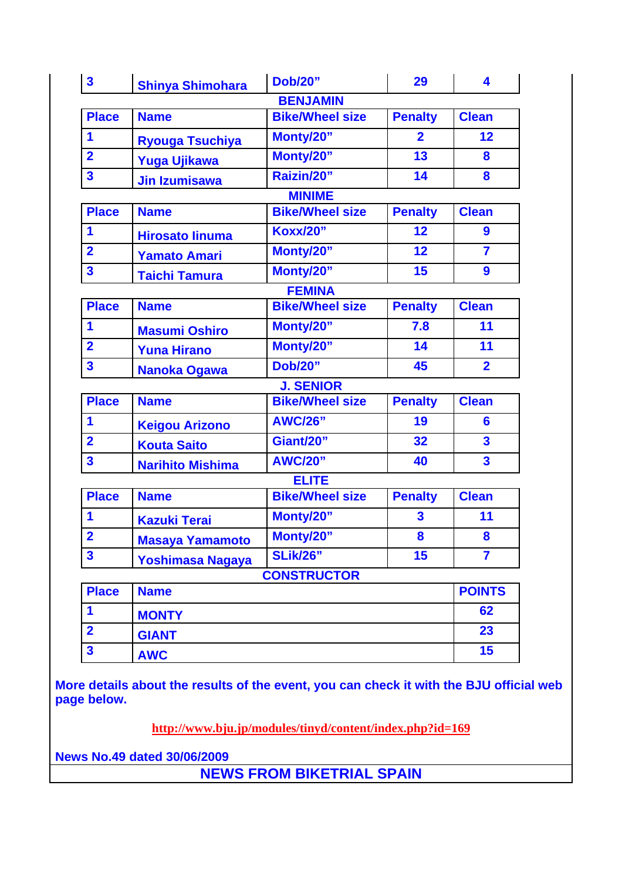| 3 | Shinya Shimohara | Dob/20” | 29 | 4 |
|---|---|---|---|---|

**BENJAMIN**

| Place | Name | Bike/Wheel size | Penalty | Clean |
|---|---|---|---|---|
| 1 | Ryouga Tsuchiya | Monty/20” | 2 | 12 |
| 2 | Yuga Ujikawa | Monty/20” | 13 | 8 |
| 3 | Jin Izumisawa | Raizin/20” | 14 | 8 |

**MINIME**

| Place | Name | Bike/Wheel size | Penalty | Clean |
|---|---|---|---|---|
| 1 | Hirosato Iinuma | Koxx/20” | 12 | 9 |
| 2 | Yamato Amari | Monty/20” | 12 | 7 |
| 3 | Taichi Tamura | Monty/20” | 15 | 9 |

**FEMINA**

| Place | Name | Bike/Wheel size | Penalty | Clean |
|---|---|---|---|---|
| 1 | Masumi Oshiro | Monty/20” | 7.8 | 11 |
| 2 | Yuna Hirano | Monty/20” | 14 | 11 |
| 3 | Nanoka Ogawa | Dob/20” | 45 | 2 |

**J. SENIOR**

| Place | Name | Bike/Wheel size | Penalty | Clean |
|---|---|---|---|---|
| 1 | Keigou Arizono | AWC/26” | 19 | 6 |
| 2 | Kouta Saito | Giant/20” | 32 | 3 |
| 3 | Narihito Mishima | AWC/20” | 40 | 3 |

**ELITE**

| Place | Name | Bike/Wheel size | Penalty | Clean |
|---|---|---|---|---|
| 1 | Kazuki Terai | Monty/20” | 3 | 11 |
| 2 | Masaya Yamamoto | Monty/20” | 8 | 8 |
| 3 | Yoshimasa Nagaya | SLik/26” | 15 | 7 |

**CONSTRUCTOR**

| Place | Name | POINTS |
|---|---|---|
| 1 | MONTY | 62 |
| 2 | GIANT | 23 |
| 3 | AWC | 15 |

**More details about the results of the event, you can check it with the BJU official web page below.**

http://www.bju.jp/modules/tinyd/content/index.php?id=169

**News No.49 dated 30/06/2009**

## NEWS FROM BIKETRIAL SPAIN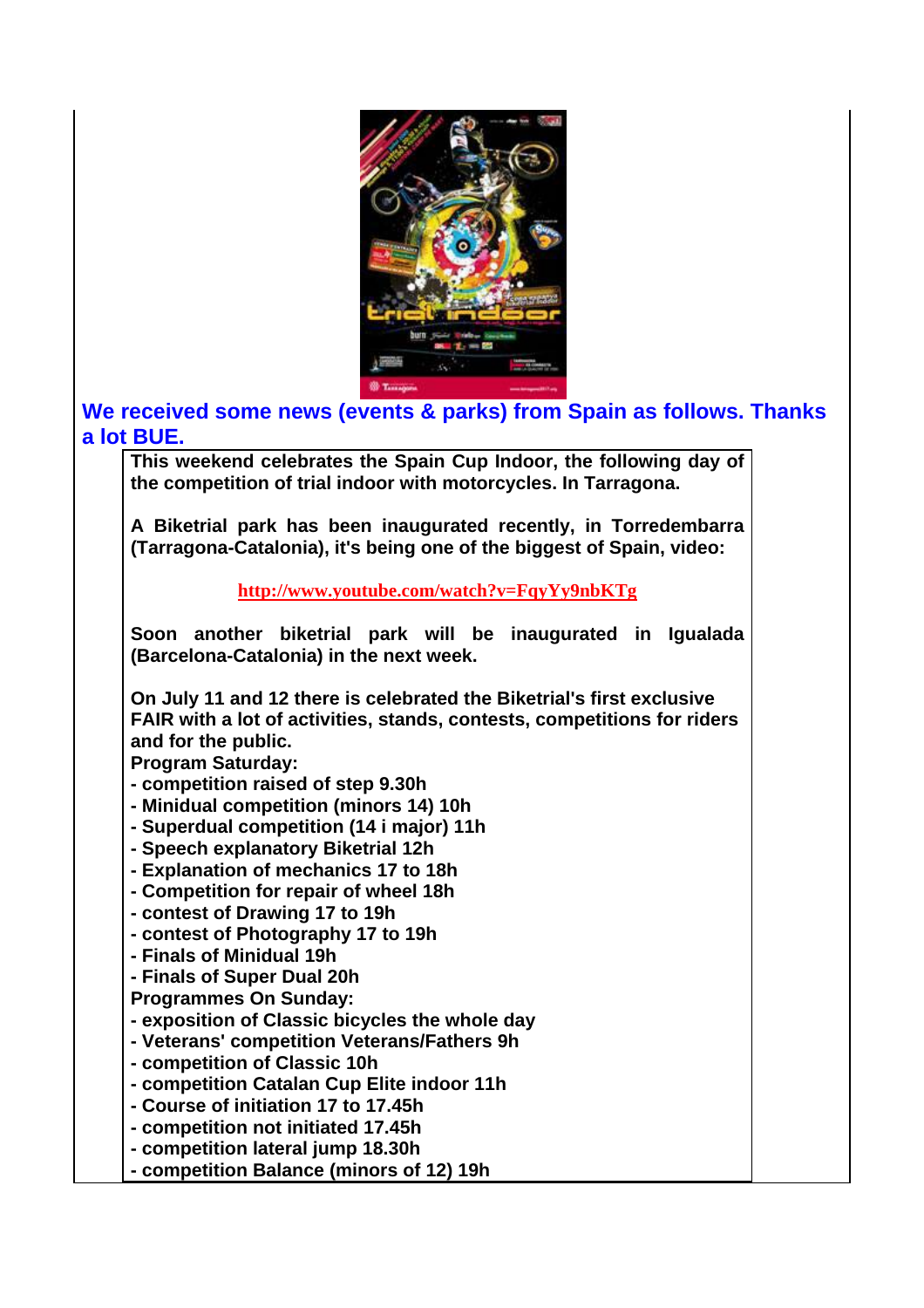**We received some news (events & parks) from Spain as follows. Thanks a lot BUE.**

**This weekend celebrates the Spain Cup Indoor, the following day of the competition of trial indoor with motorcycles. In Tarragona.**

**A Biketrial park has been inaugurated recently, in Torredembarra (Tarragona-Catalonia), it's being one of the biggest of Spain, video:**

**http://www.youtube.com/watch?v=FqyYy9nbKTg**

**Soon another biketrial park will be inaugurated in Igualada (Barcelona-Catalonia) in the next week.**

**On July 11 and 12 there is celebrated the Biketrial's first exclusive FAIR with a lot of activities, stands, contests, competitions for riders and for the public.**

**Program Saturday:**

- **competition raised of step 9.30h**
- **Minidual competition (minors 14) 10h**
- **Superdual competition (14 i major) 11h**
- **Speech explanatory Biketrial 12h**
- **Explanation of mechanics 17 to 18h**
- **Competition for repair of wheel 18h**
- **contest of Drawing 17 to 19h**
- **contest of Photography 17 to 19h**
- **Finals of Minidual 19h**
- **Finals of Super Dual 20h**

**Programmes On Sunday:**

- **exposition of Classic bicycles the whole day**
- **Veterans' competition Veterans/Fathers 9h**
- **competition of Classic 10h**
- **competition Catalan Cup Elite indoor 11h**
- **Course of initiation 17 to 17.45h**
- **competition not initiated 17.45h**
- **competition lateral jump 18.30h**
- **competition Balance (minors of 12) 19h**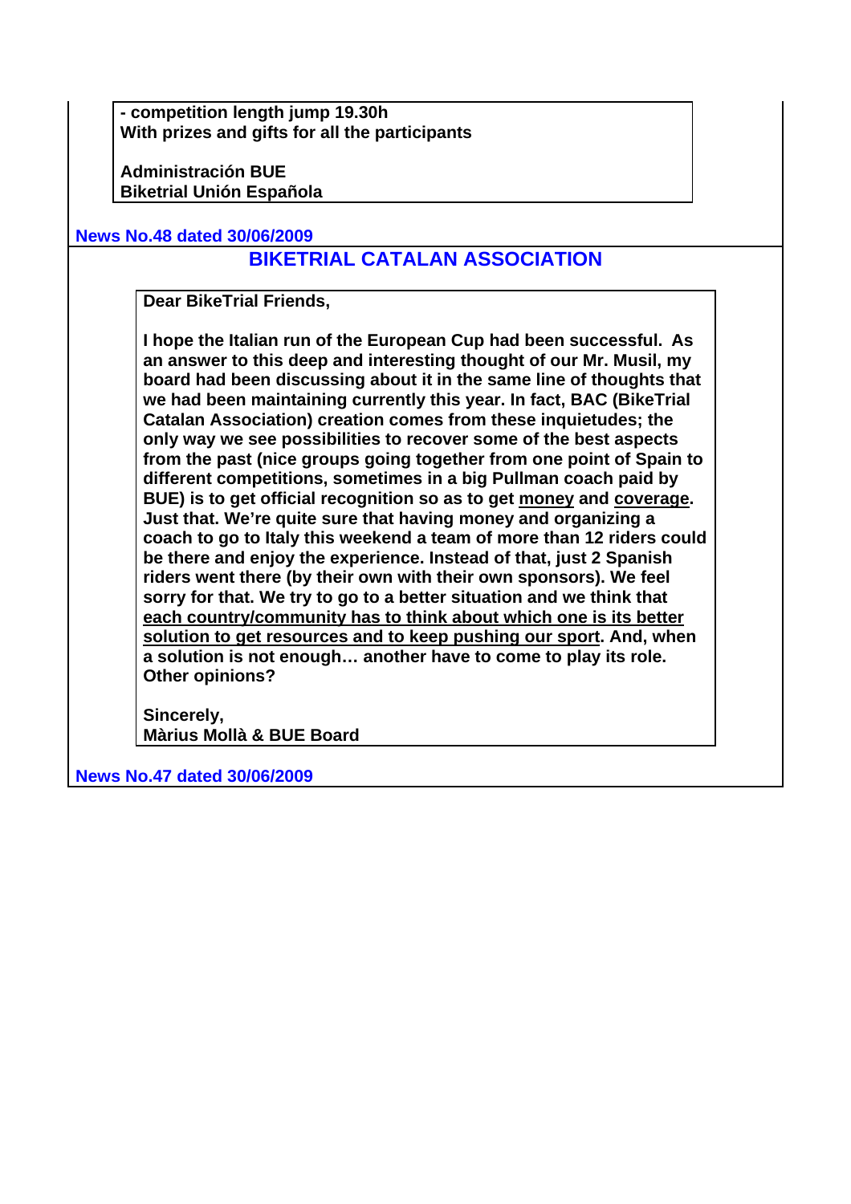**- competition length jump 19.30h**
**With prizes and gifts for all the participants**

**Administración BUE**
**Biketrial Unión Española**

**News No.48 dated 30/06/2009**

## BIKETRIAL CATALAN ASSOCIATION

**Dear BikeTrial Friends,**

**I hope the Italian run of the European Cup had been successful. As an answer to this deep and interesting thought of our Mr. Musil, my board had been discussing about it in the same line of thoughts that we had been maintaining currently this year. In fact, BAC (BikeTrial Catalan Association) creation comes from these inquietudes; the only way we see possibilities to recover some of the best aspects from the past (nice groups going together from one point of Spain to different competitions, sometimes in a big Pullman coach paid by BUE) is to get official recognition so as to get <u>money</u> and <u>coverage</u>. Just that. We're quite sure that having money and organizing a coach to go to Italy this weekend a team of more than 12 riders could be there and enjoy the experience. Instead of that, just 2 Spanish riders went there (by their own with their own sponsors). We feel sorry for that. We try to go to a better situation and we think that <u>each country/community has to think about which one is its better solution to get resources and to keep pushing our sport</u>. And, when a solution is not enough… another have to come to play its role. Other opinions?**

**Sincerely,**
**Màrius Mollà & BUE Board**

**News No.47 dated 30/06/2009**